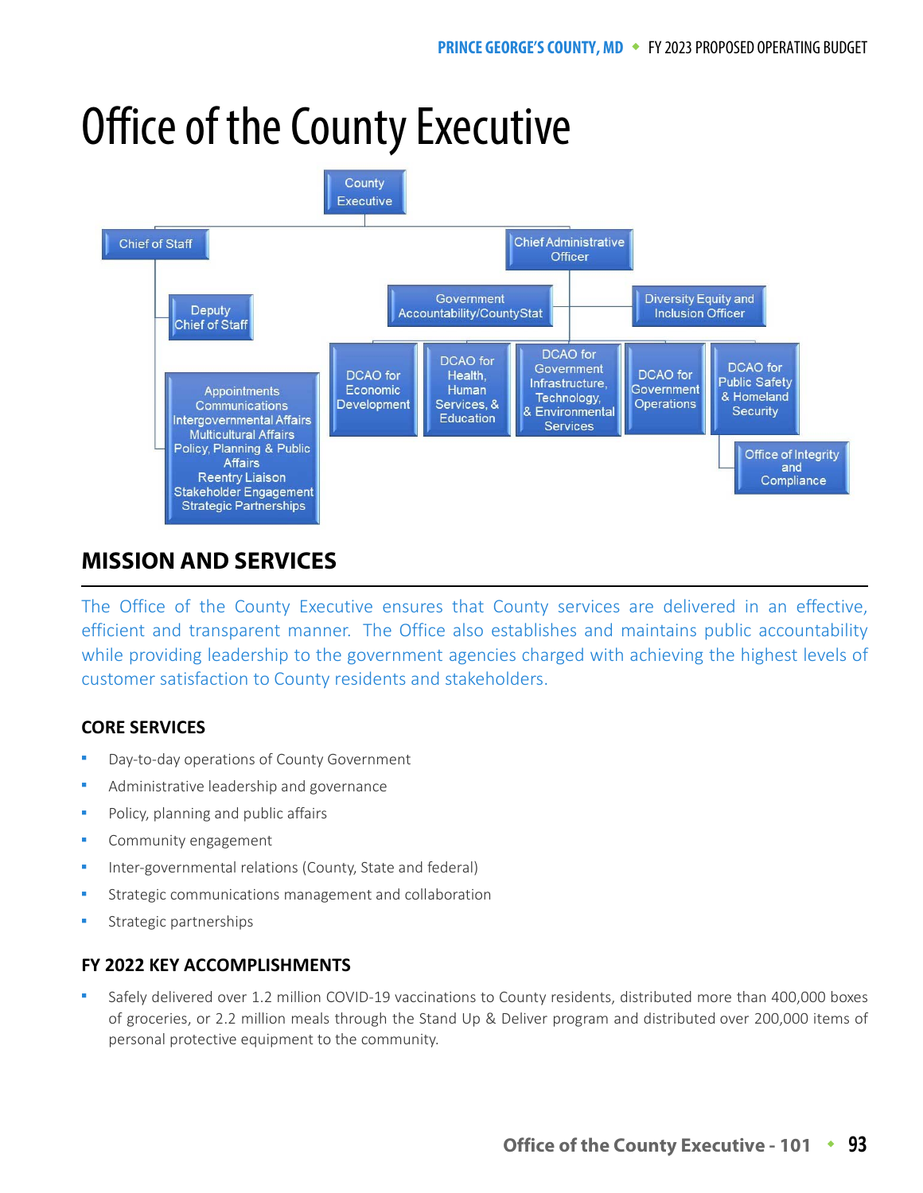# Office of the County Executive

County Executive

Chief of Staff

Deputy Chief of Staff

Appointments
Communications
Intergovernmental Affairs
Multicultural Affairs
Policy, Planning & Public Affairs
Reentry Liaison
Stakeholder Engagement
Strategic Partnerships

Chief Administrative Officer

Government Accountability/CountyStat

Diversity Equity and Inclusion Officer

DCAO for Economic Development

DCAO for Health, Human Services, & Education

DCAO for Government Infrastructure, Technology, & Environmental Services

DCAO for Government Operations

DCAO for Public Safety & Homeland Security

Office of Integrity and Compliance

## MISSION AND SERVICES

The Office of the County Executive ensures that County services are delivered in an effective, efficient and transparent manner. The Office also establishes and maintains public accountability while providing leadership to the government agencies charged with achieving the highest levels of customer satisfaction to County residents and stakeholders.

### CORE SERVICES

- Day-to-day operations of County Government
- Administrative leadership and governance
- Policy, planning and public affairs
- Community engagement
- Inter-governmental relations (County, State and federal)
- Strategic communications management and collaboration
- Strategic partnerships

### FY 2022 KEY ACCOMPLISHMENTS

- Safely delivered over 1.2 million COVID-19 vaccinations to County residents, distributed more than 400,000 boxes of groceries, or 2.2 million meals through the Stand Up & Deliver program and distributed over 200,000 items of personal protective equipment to the community.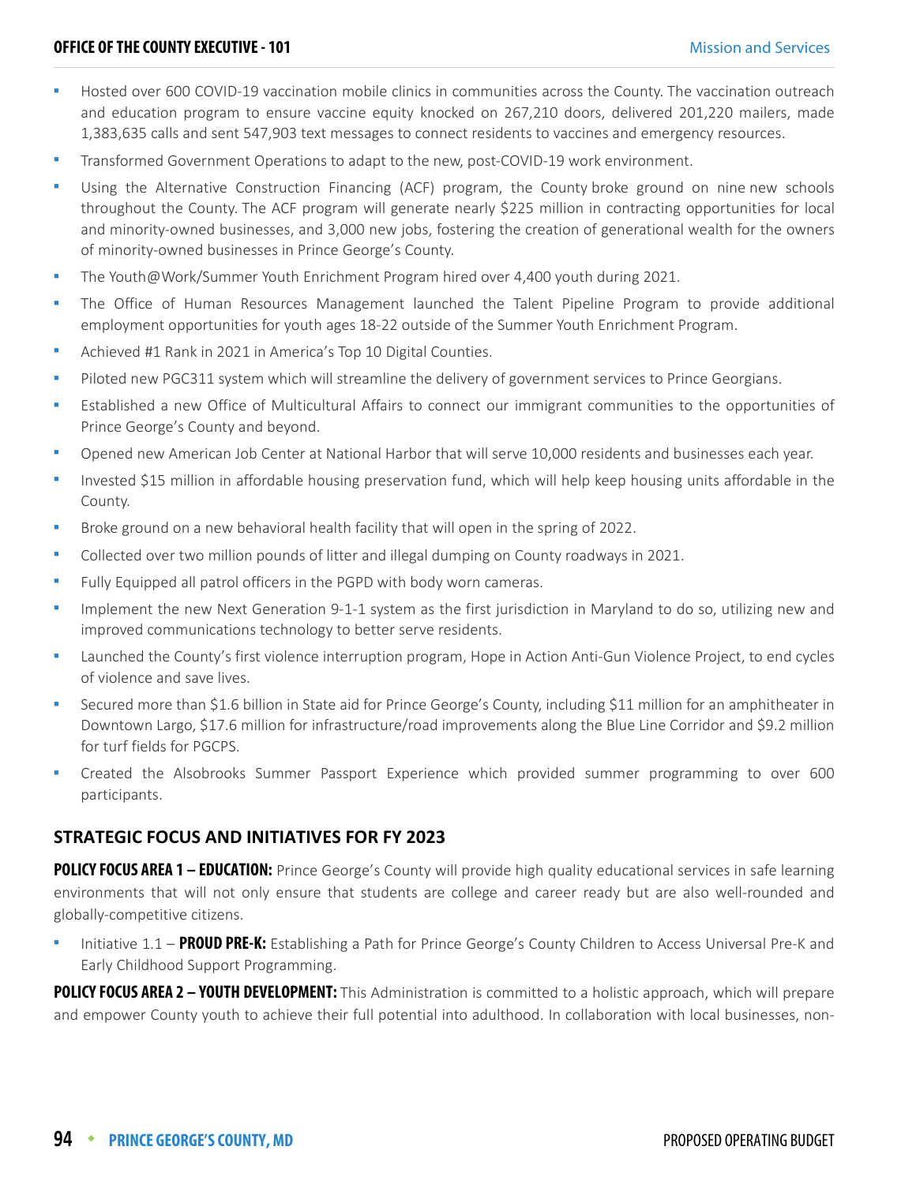- Hosted over 600 COVID-19 vaccination mobile clinics in communities across the County. The vaccination outreach and education program to ensure vaccine equity knocked on 267,210 doors, delivered 201,220 mailers, made 1,383,635 calls and sent 547,903 text messages to connect residents to vaccines and emergency resources.
- Transformed Government Operations to adapt to the new, post-COVID-19 work environment.
- Using the Alternative Construction Financing (ACF) program, the County broke ground on nine new schools throughout the County. The ACF program will generate nearly $225 million in contracting opportunities for local and minority-owned businesses, and 3,000 new jobs, fostering the creation of generational wealth for the owners of minority-owned businesses in Prince George's County.
- The Youth@Work/Summer Youth Enrichment Program hired over 4,400 youth during 2021.
- The Office of Human Resources Management launched the Talent Pipeline Program to provide additional employment opportunities for youth ages 18-22 outside of the Summer Youth Enrichment Program.
- Achieved #1 Rank in 2021 in America's Top 10 Digital Counties.
- Piloted new PGC311 system which will streamline the delivery of government services to Prince Georgians.
- Established a new Office of Multicultural Affairs to connect our immigrant communities to the opportunities of Prince George's County and beyond.
- Opened new American Job Center at National Harbor that will serve 10,000 residents and businesses each year.
- Invested $15 million in affordable housing preservation fund, which will help keep housing units affordable in the County.
- Broke ground on a new behavioral health facility that will open in the spring of 2022.
- Collected over two million pounds of litter and illegal dumping on County roadways in 2021.
- Fully Equipped all patrol officers in the PGPD with body worn cameras.
- Implement the new Next Generation 9-1-1 system as the first jurisdiction in Maryland to do so, utilizing new and improved communications technology to better serve residents.
- Launched the County's first violence interruption program, Hope in Action Anti-Gun Violence Project, to end cycles of violence and save lives.
- Secured more than $1.6 billion in State aid for Prince George's County, including $11 million for an amphitheater in Downtown Largo, $17.6 million for infrastructure/road improvements along the Blue Line Corridor and $9.2 million for turf fields for PGCPS.
- Created the Alsobrooks Summer Passport Experience which provided summer programming to over 600 participants.

## STRATEGIC FOCUS AND INITIATIVES FOR FY 2023

**POLICY FOCUS AREA 1 – EDUCATION:** Prince George's County will provide high quality educational services in safe learning environments that will not only ensure that students are college and career ready but are also well-rounded and globally-competitive citizens.

- Initiative 1.1 – **PROUD PRE-K:** Establishing a Path for Prince George's County Children to Access Universal Pre-K and Early Childhood Support Programming.

**POLICY FOCUS AREA 2 – YOUTH DEVELOPMENT:** This Administration is committed to a holistic approach, which will prepare and empower County youth to achieve their full potential into adulthood. In collaboration with local businesses, non-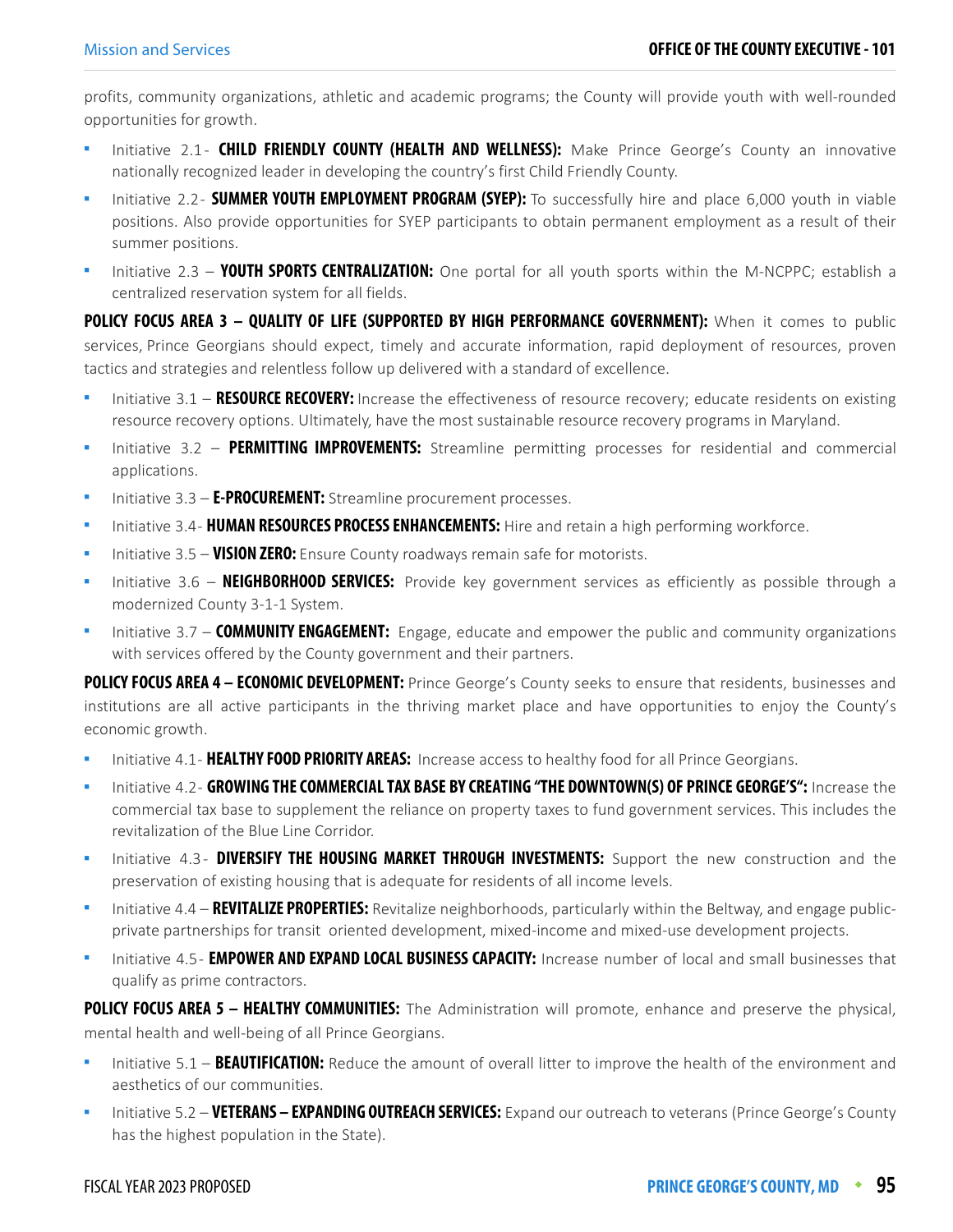profits, community organizations, athletic and academic programs; the County will provide youth with well-rounded opportunities for growth.

- Initiative 2.1 - **CHILD FRIENDLY COUNTY (HEALTH AND WELLNESS):** Make Prince George's County an innovative nationally recognized leader in developing the country's first Child Friendly County.
- Initiative 2.2 - **SUMMER YOUTH EMPLOYMENT PROGRAM (SYEP):** To successfully hire and place 6,000 youth in viable positions. Also provide opportunities for SYEP participants to obtain permanent employment as a result of their summer positions.
- Initiative 2.3 – **YOUTH SPORTS CENTRALIZATION:** One portal for all youth sports within the M-NCPPC; establish a centralized reservation system for all fields.

**POLICY FOCUS AREA 3 – QUALITY OF LIFE (SUPPORTED BY HIGH PERFORMANCE GOVERNMENT):** When it comes to public services, Prince Georgians should expect, timely and accurate information, rapid deployment of resources, proven tactics and strategies and relentless follow up delivered with a standard of excellence.

- Initiative 3.1 – **RESOURCE RECOVERY:** Increase the effectiveness of resource recovery; educate residents on existing resource recovery options. Ultimately, have the most sustainable resource recovery programs in Maryland.
- Initiative 3.2 – **PERMITTING IMPROVEMENTS:** Streamline permitting processes for residential and commercial applications.
- Initiative 3.3 – **E-PROCUREMENT:** Streamline procurement processes.
- Initiative 3.4 - **HUMAN RESOURCES PROCESS ENHANCEMENTS:** Hire and retain a high performing workforce.
- Initiative 3.5 – **VISION ZERO:** Ensure County roadways remain safe for motorists.
- Initiative 3.6 – **NEIGHBORHOOD SERVICES:** Provide key government services as efficiently as possible through a modernized County 3-1-1 System.
- Initiative 3.7 – **COMMUNITY ENGAGEMENT:** Engage, educate and empower the public and community organizations with services offered by the County government and their partners.

**POLICY FOCUS AREA 4 – ECONOMIC DEVELOPMENT:** Prince George's County seeks to ensure that residents, businesses and institutions are all active participants in the thriving market place and have opportunities to enjoy the County's economic growth.

- Initiative 4.1 - **HEALTHY FOOD PRIORITY AREAS:** Increase access to healthy food for all Prince Georgians.
- Initiative 4.2 - **GROWING THE COMMERCIAL TAX BASE BY CREATING "THE DOWNTOWN(S) OF PRINCE GEORGE'S":** Increase the commercial tax base to supplement the reliance on property taxes to fund government services. This includes the revitalization of the Blue Line Corridor.
- Initiative 4.3 - **DIVERSIFY THE HOUSING MARKET THROUGH INVESTMENTS:** Support the new construction and the preservation of existing housing that is adequate for residents of all income levels.
- Initiative 4.4 – **REVITALIZE PROPERTIES:** Revitalize neighborhoods, particularly within the Beltway, and engage public-private partnerships for transit oriented development, mixed-income and mixed-use development projects.
- Initiative 4.5 - **EMPOWER AND EXPAND LOCAL BUSINESS CAPACITY:** Increase number of local and small businesses that qualify as prime contractors.

**POLICY FOCUS AREA 5 – HEALTHY COMMUNITIES:** The Administration will promote, enhance and preserve the physical, mental health and well-being of all Prince Georgians.

- Initiative 5.1 – **BEAUTIFICATION:** Reduce the amount of overall litter to improve the health of the environment and aesthetics of our communities.
- Initiative 5.2 – **VETERANS – EXPANDING OUTREACH SERVICES:** Expand our outreach to veterans (Prince George's County has the highest population in the State).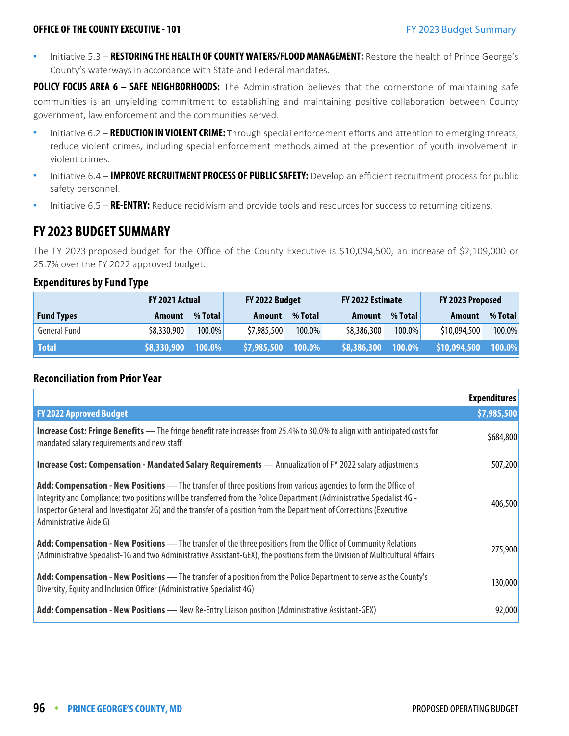- Initiative 5.3 – **RESTORING THE HEALTH OF COUNTY WATERS/FLOOD MANAGEMENT:** Restore the health of Prince George's County's waterways in accordance with State and Federal mandates.

**POLICY FOCUS AREA 6 – SAFE NEIGHBORHOODS:** The Administration believes that the cornerstone of maintaining safe communities is an unyielding commitment to establishing and maintaining positive collaboration between County government, law enforcement and the communities served.

- Initiative 6.2 – **REDUCTION IN VIOLENT CRIME:** Through special enforcement efforts and attention to emerging threats, reduce violent crimes, including special enforcement methods aimed at the prevention of youth involvement in violent crimes.
- Initiative 6.4 – **IMPROVE RECRUITMENT PROCESS OF PUBLIC SAFETY:** Develop an efficient recruitment process for public safety personnel.
- Initiative 6.5 – **RE-ENTRY:** Reduce recidivism and provide tools and resources for success to returning citizens.

## FY 2023 BUDGET SUMMARY

The FY 2023 proposed budget for the Office of the County Executive is $10,094,500, an increase of $2,109,000 or 25.7% over the FY 2022 approved budget.

### Expenditures by Fund Type

| | FY 2021 Actual | | FY 2022 Budget | | FY 2022 Estimate | | FY 2023 Proposed | |
|---|---|---|---|---|---|---|---|---|
| **Fund Types** | **Amount** | **% Total** | **Amount** | **% Total** | **Amount** | **% Total** | **Amount** | **% Total** |
| General Fund | $8,330,900 | 100.0% | $7,985,500 | 100.0% | $8,386,300 | 100.0% | $10,094,500 | 100.0% |
| **Total** | **$8,330,900** | **100.0%** | **$7,985,500** | **100.0%** | **$8,386,300** | **100.0%** | **$10,094,500** | **100.0%** |

### Reconciliation from Prior Year

| | Expenditures |
|---|---|
| **FY 2022 Approved Budget** | **$7,985,500** |
| **Increase Cost: Fringe Benefits** — The fringe benefit rate increases from 25.4% to 30.0% to align with anticipated costs for mandated salary requirements and new staff | $684,800 |
| **Increase Cost: Compensation - Mandated Salary Requirements** — Annualization of FY 2022 salary adjustments | 507,200 |
| **Add: Compensation - New Positions** — The transfer of three positions from various agencies to form the Office of Integrity and Compliance; two positions will be transferred from the Police Department (Administrative Specialist 4G - Inspector General and Investigator 2G) and the transfer of a position from the Department of Corrections (Executive Administrative Aide G) | 406,500 |
| **Add: Compensation - New Positions** — The transfer of the three positions from the Office of Community Relations (Administrative Specialist-1G and two Administrative Assistant-GEX); the positions form the Division of Multicultural Affairs | 275,900 |
| **Add: Compensation - New Positions** — The transfer of a position from the Police Department to serve as the County's Diversity, Equity and Inclusion Officer (Administrative Specialist 4G) | 130,000 |
| **Add: Compensation - New Positions** — New Re-Entry Liaison position (Administrative Assistant-GEX) | 92,000 |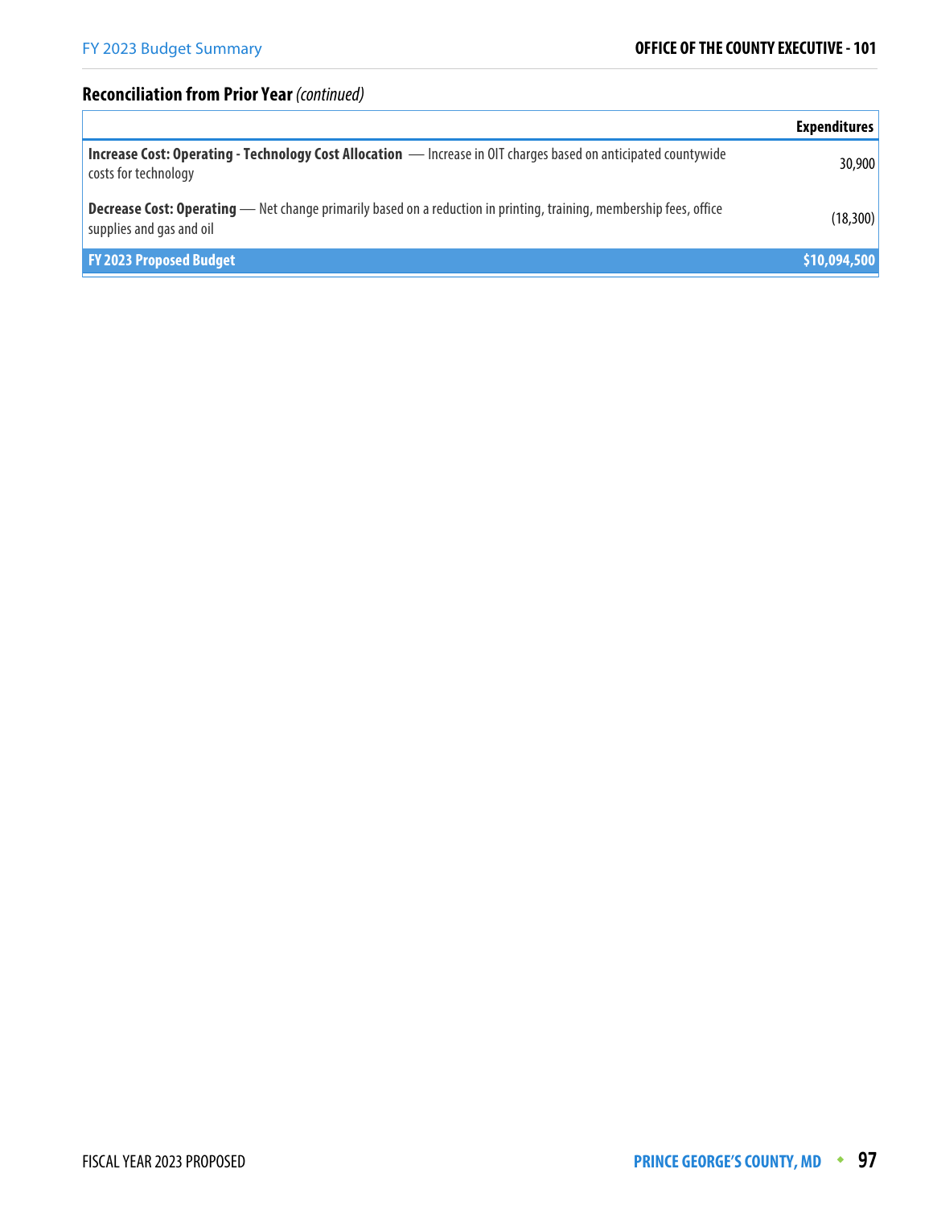## Reconciliation from Prior Year *(continued)*

| | Expenditures |
|---|---|
| **Increase Cost: Operating - Technology Cost Allocation** — Increase in OIT charges based on anticipated countywide costs for technology | 30,900 |
| **Decrease Cost: Operating** — Net change primarily based on a reduction in printing, training, membership fees, office supplies and gas and oil | (18,300) |
| **FY 2023 Proposed Budget** | **$10,094,500** |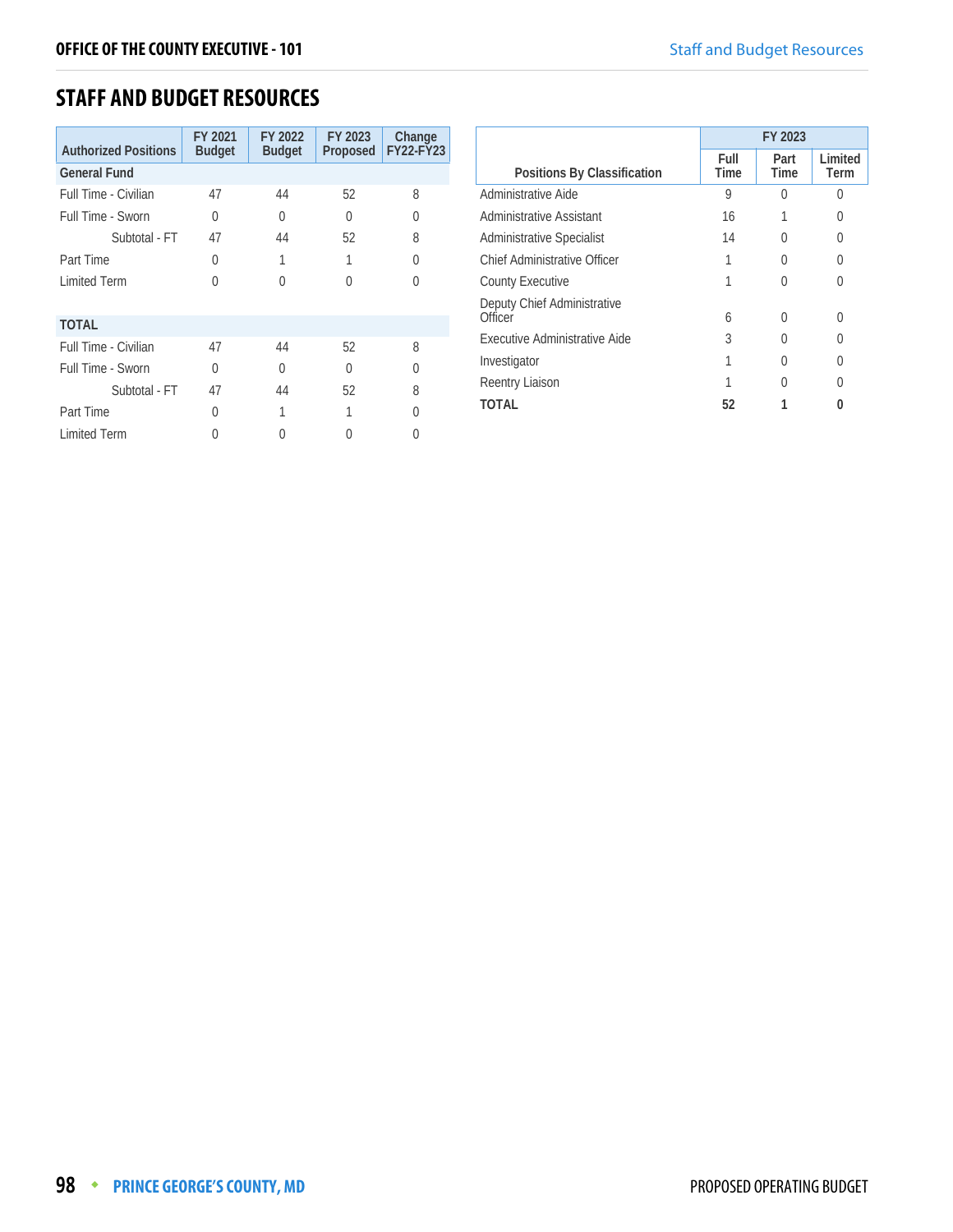## STAFF AND BUDGET RESOURCES

| Authorized Positions | FY 2021 Budget | FY 2022 Budget | FY 2023 Proposed | Change FY22-FY23 |
|---|---|---|---|---|
| **General Fund** | | | | |
| Full Time - Civilian | 47 | 44 | 52 | 8 |
| Full Time - Sworn | 0 | 0 | 0 | 0 |
| Subtotal - FT | 47 | 44 | 52 | 8 |
| Part Time | 0 | 1 | 1 | 0 |
| Limited Term | 0 | 0 | 0 | 0 |
| **TOTAL** | | | | |
| Full Time - Civilian | 47 | 44 | 52 | 8 |
| Full Time - Sworn | 0 | 0 | 0 | 0 |
| Subtotal - FT | 47 | 44 | 52 | 8 |
| Part Time | 0 | 1 | 1 | 0 |
| Limited Term | 0 | 0 | 0 | 0 |

| Positions By Classification | FY 2023 | | |
|---|---|---|---|
| | Full Time | Part Time | Limited Term |
| Administrative Aide | 9 | 0 | 0 |
| Administrative Assistant | 16 | 1 | 0 |
| Administrative Specialist | 14 | 0 | 0 |
| Chief Administrative Officer | 1 | 0 | 0 |
| County Executive | 1 | 0 | 0 |
| Deputy Chief Administrative Officer | 6 | 0 | 0 |
| Executive Administrative Aide | 3 | 0 | 0 |
| Investigator | 1 | 0 | 0 |
| Reentry Liaison | 1 | 0 | 0 |
| **TOTAL** | **52** | **1** | **0** |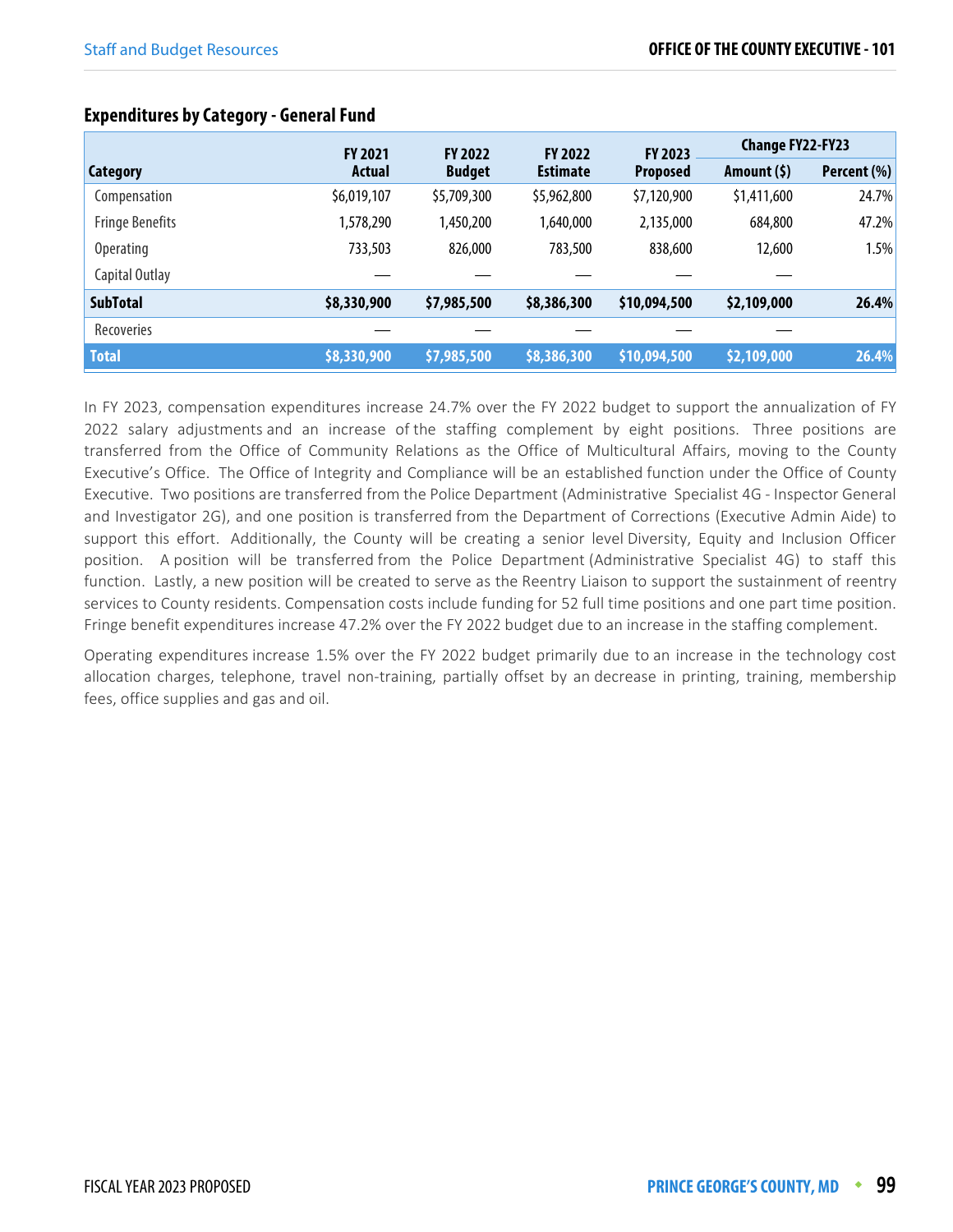### Expenditures by Category - General Fund

| Category | FY 2021 Actual | FY 2022 Budget | FY 2022 Estimate | FY 2023 Proposed | Change FY22-FY23 | |
|---|---|---|---|---|---|---|
| | | | | | Amount ($) | Percent (%) |
| Compensation | $6,019,107 | $5,709,300 | $5,962,800 | $7,120,900 | $1,411,600 | 24.7% |
| Fringe Benefits | 1,578,290 | 1,450,200 | 1,640,000 | 2,135,000 | 684,800 | 47.2% |
| Operating | 733,503 | 826,000 | 783,500 | 838,600 | 12,600 | 1.5% |
| Capital Outlay | — | — | — | — | — | |
| **SubTotal** | **$8,330,900** | **$7,985,500** | **$8,386,300** | **$10,094,500** | **$2,109,000** | **26.4%** |
| Recoveries | — | — | — | — | — | |
| **Total** | **$8,330,900** | **$7,985,500** | **$8,386,300** | **$10,094,500** | **$2,109,000** | **26.4%** |

In FY 2023, compensation expenditures increase 24.7% over the FY 2022 budget to support the annualization of FY 2022 salary adjustments and an increase of the staffing complement by eight positions. Three positions are transferred from the Office of Community Relations as the Office of Multicultural Affairs, moving to the County Executive's Office. The Office of Integrity and Compliance will be an established function under the Office of County Executive. Two positions are transferred from the Police Department (Administrative Specialist 4G - Inspector General and Investigator 2G), and one position is transferred from the Department of Corrections (Executive Admin Aide) to support this effort. Additionally, the County will be creating a senior level Diversity, Equity and Inclusion Officer position. A position will be transferred from the Police Department (Administrative Specialist 4G) to staff this function. Lastly, a new position will be created to serve as the Reentry Liaison to support the sustainment of reentry services to County residents. Compensation costs include funding for 52 full time positions and one part time position. Fringe benefit expenditures increase 47.2% over the FY 2022 budget due to an increase in the staffing complement.

Operating expenditures increase 1.5% over the FY 2022 budget primarily due to an increase in the technology cost allocation charges, telephone, travel non-training, partially offset by an decrease in printing, training, membership fees, office supplies and gas and oil.